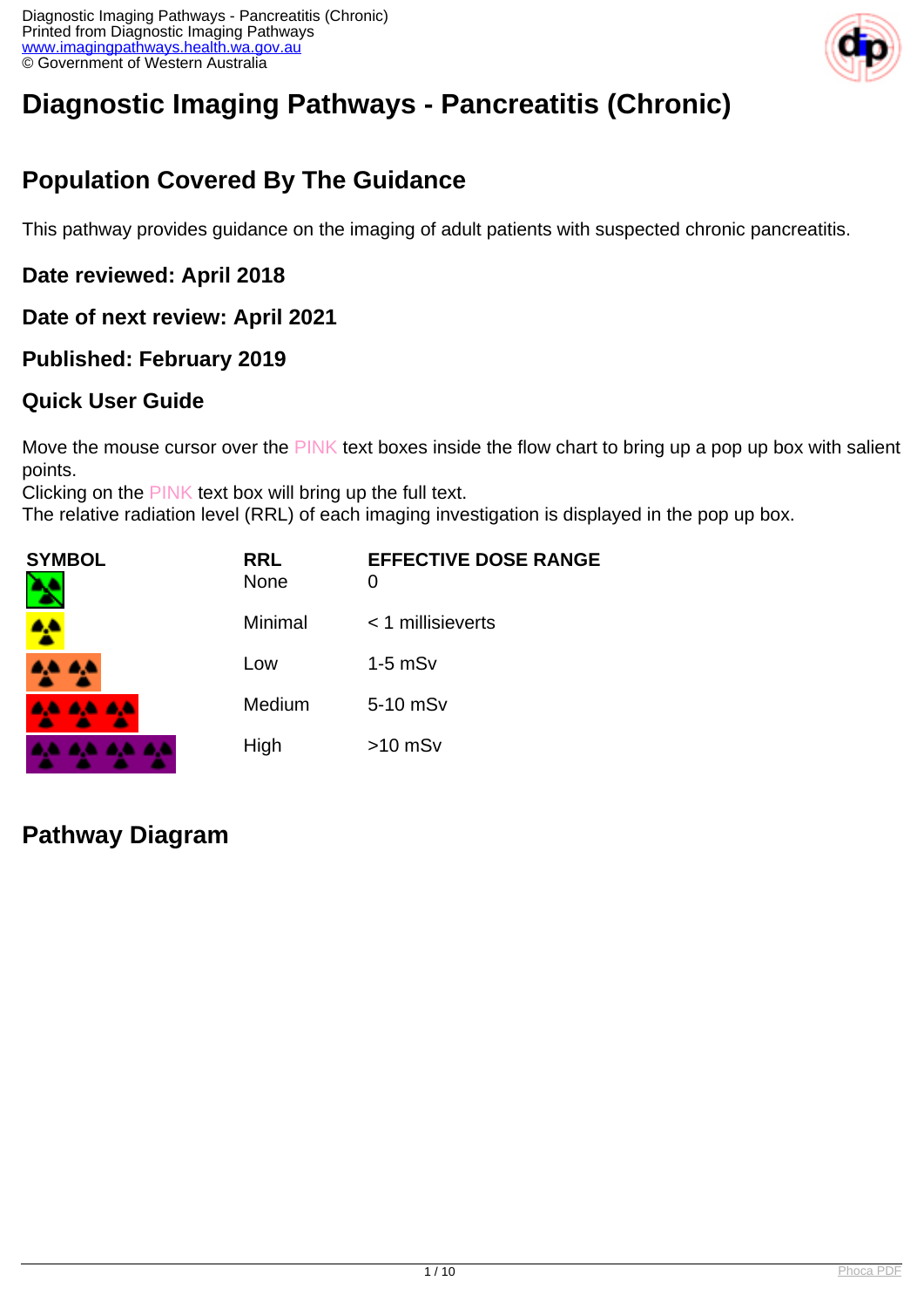# Diagnostic Imaging Pathways - Pancreatitis (Chronic)

## Population Covered By The Guidance

This pathway provides guidance on the imaging of adult patients with suspected chronic pancreatitis.

### Date reviewed: April 2018

### Date of next review: April 2021

### Published: February 2019

### Quick User Guide

Move the mouse cursor over the PINK text boxes inside the flow chart to bring up a pop up box with salient points.
Clicking on the PINK text box will bring up the full text.
The relative radiation level (RRL) of each imaging investigation is displayed in the pop up box.

| SYMBOL | RRL | EFFECTIVE DOSE RANGE |
| --- | --- | --- |
| | None | 0 |
| | Minimal | < 1 millisieverts |
| | Low | 1-5 mSv |
| | Medium | 5-10 mSv |
| | High | >10 mSv |

## Pathway Diagram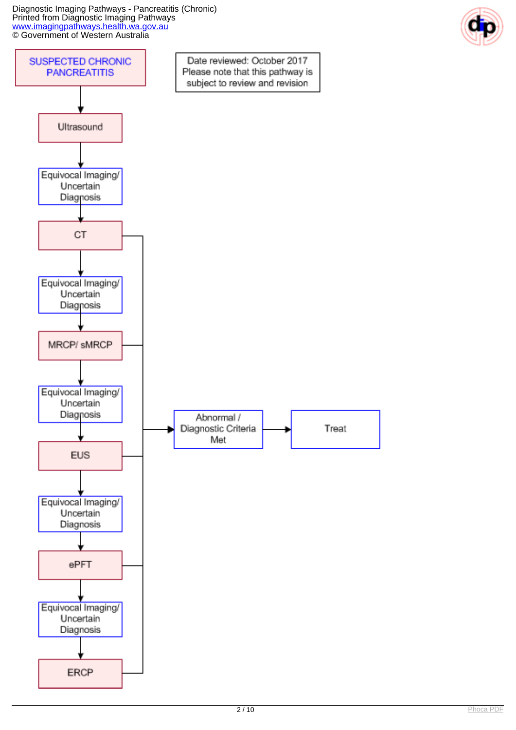Date reviewed: October 2017
Please note that this pathway is subject to review and revision

**SUSPECTED CHRONIC PANCREATITIS**

↓

Ultrasound

↓

Equivocal Imaging/ Uncertain Diagnosis

↓

CT

↓

Equivocal Imaging/ Uncertain Diagnosis

↓

MRCP/ sMRCP

↓

Equivocal Imaging/ Uncertain Diagnosis

↓

EUS

↓

Equivocal Imaging/ Uncertain Diagnosis

↓

ePFT

↓

Equivocal Imaging/ Uncertain Diagnosis

↓

ERCP

CT, MRCP/ sMRCP, EUS, ePFT, ERCP → Abnormal / Diagnostic Criteria Met → Treat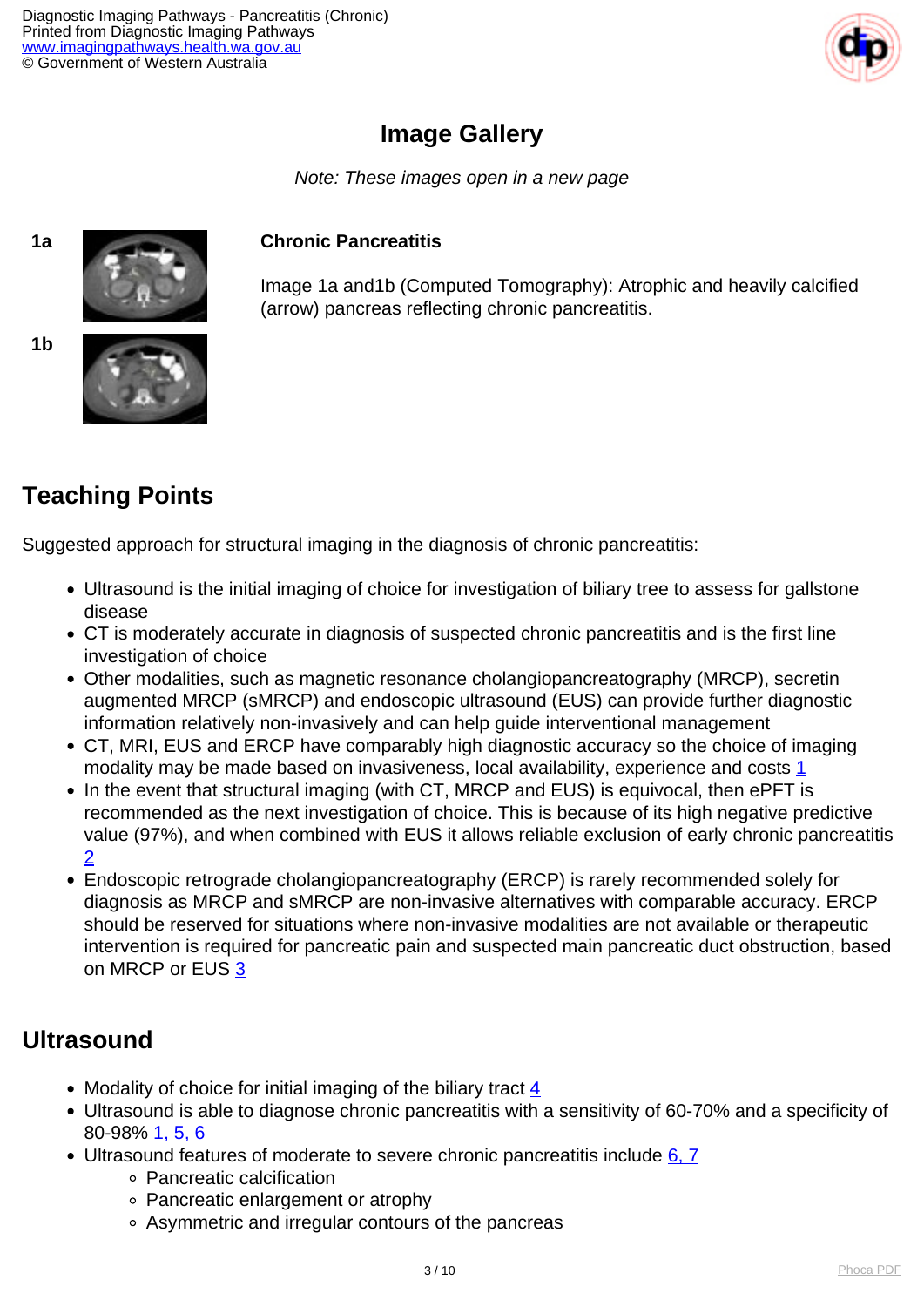## Image Gallery

*Note: These images open in a new page*

1a

1b

**Chronic Pancreatitis**

Image 1a and1b (Computed Tomography): Atrophic and heavily calcified (arrow) pancreas reflecting chronic pancreatitis.

## Teaching Points

Suggested approach for structural imaging in the diagnosis of chronic pancreatitis:

- Ultrasound is the initial imaging of choice for investigation of biliary tree to assess for gallstone disease
- CT is moderately accurate in diagnosis of suspected chronic pancreatitis and is the first line investigation of choice
- Other modalities, such as magnetic resonance cholangiopancreatography (MRCP), secretin augmented MRCP (sMRCP) and endoscopic ultrasound (EUS) can provide further diagnostic information relatively non-invasively and can help guide interventional management
- CT, MRI, EUS and ERCP have comparably high diagnostic accuracy so the choice of imaging modality may be made based on invasiveness, local availability, experience and costs 1
- In the event that structural imaging (with CT, MRCP and EUS) is equivocal, then ePFT is recommended as the next investigation of choice. This is because of its high negative predictive value (97%), and when combined with EUS it allows reliable exclusion of early chronic pancreatitis 2
- Endoscopic retrograde cholangiopancreatography (ERCP) is rarely recommended solely for diagnosis as MRCP and sMRCP are non-invasive alternatives with comparable accuracy. ERCP should be reserved for situations where non-invasive modalities are not available or therapeutic intervention is required for pancreatic pain and suspected main pancreatic duct obstruction, based on MRCP or EUS 3

## Ultrasound

- Modality of choice for initial imaging of the biliary tract 4
- Ultrasound is able to diagnose chronic pancreatitis with a sensitivity of 60-70% and a specificity of 80-98% 1, 5, 6
- Ultrasound features of moderate to severe chronic pancreatitis include 6, 7
  - Pancreatic calcification
  - Pancreatic enlargement or atrophy
  - Asymmetric and irregular contours of the pancreas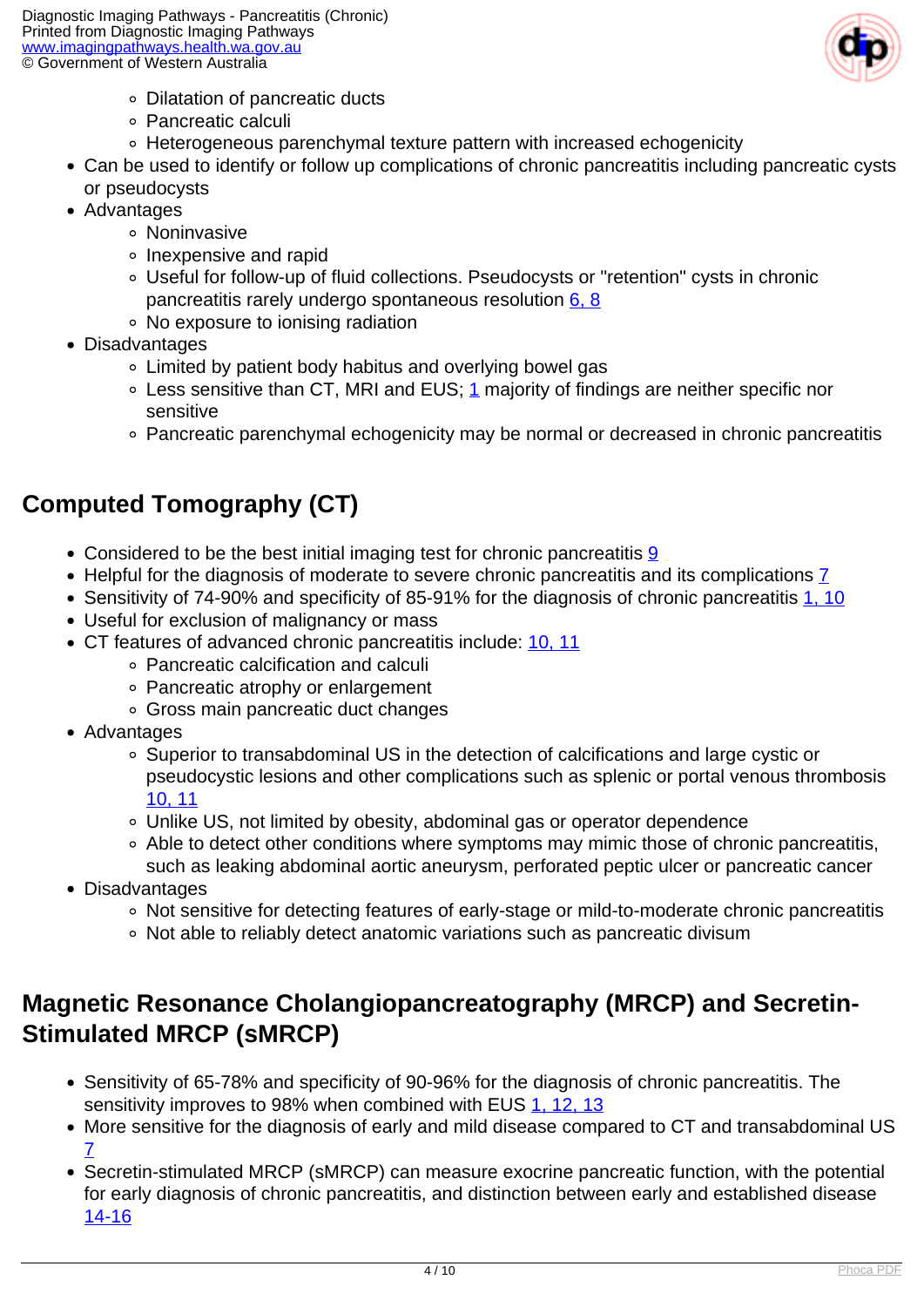- Dilatation of pancreatic ducts
    - Pancreatic calculi
    - Heterogeneous parenchymal texture pattern with increased echogenicity
- Can be used to identify or follow up complications of chronic pancreatitis including pancreatic cysts or pseudocysts
- Advantages
    - Noninvasive
    - Inexpensive and rapid
    - Useful for follow-up of fluid collections. Pseudocysts or "retention" cysts in chronic pancreatitis rarely undergo spontaneous resolution 6, 8
    - No exposure to ionising radiation
- Disadvantages
    - Limited by patient body habitus and overlying bowel gas
    - Less sensitive than CT, MRI and EUS; 1 majority of findings are neither specific nor sensitive
    - Pancreatic parenchymal echogenicity may be normal or decreased in chronic pancreatitis

## Computed Tomography (CT)

- Considered to be the best initial imaging test for chronic pancreatitis 9
- Helpful for the diagnosis of moderate to severe chronic pancreatitis and its complications 7
- Sensitivity of 74-90% and specificity of 85-91% for the diagnosis of chronic pancreatitis 1, 10
- Useful for exclusion of malignancy or mass
- CT features of advanced chronic pancreatitis include: 10, 11
    - Pancreatic calcification and calculi
    - Pancreatic atrophy or enlargement
    - Gross main pancreatic duct changes
- Advantages
    - Superior to transabdominal US in the detection of calcifications and large cystic or pseudocystic lesions and other complications such as splenic or portal venous thrombosis 10, 11
    - Unlike US, not limited by obesity, abdominal gas or operator dependence
    - Able to detect other conditions where symptoms may mimic those of chronic pancreatitis, such as leaking abdominal aortic aneurysm, perforated peptic ulcer or pancreatic cancer
- Disadvantages
    - Not sensitive for detecting features of early-stage or mild-to-moderate chronic pancreatitis
    - Not able to reliably detect anatomic variations such as pancreatic divisum

## Magnetic Resonance Cholangiopancreatography (MRCP) and Secretin-Stimulated MRCP (sMRCP)

- Sensitivity of 65-78% and specificity of 90-96% for the diagnosis of chronic pancreatitis. The sensitivity improves to 98% when combined with EUS 1, 12, 13
- More sensitive for the diagnosis of early and mild disease compared to CT and transabdominal US 7
- Secretin-stimulated MRCP (sMRCP) can measure exocrine pancreatic function, with the potential for early diagnosis of chronic pancreatitis, and distinction between early and established disease 14-16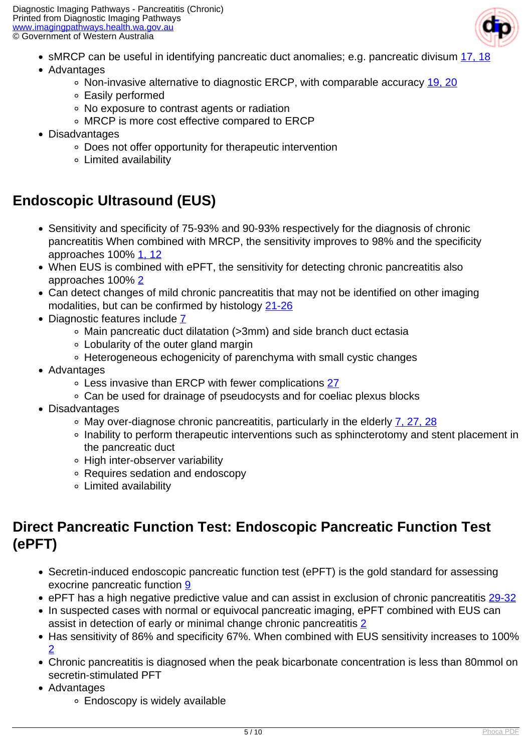- sMRCP can be useful in identifying pancreatic duct anomalies; e.g. pancreatic divisum [17, 18]
- Advantages
  - Non-invasive alternative to diagnostic ERCP, with comparable accuracy [19, 20]
  - Easily performed
  - No exposure to contrast agents or radiation
  - MRCP is more cost effective compared to ERCP
- Disadvantages
  - Does not offer opportunity for therapeutic intervention
  - Limited availability

## Endoscopic Ultrasound (EUS)

- Sensitivity and specificity of 75-93% and 90-93% respectively for the diagnosis of chronic pancreatitis When combined with MRCP, the sensitivity improves to 98% and the specificity approaches 100% [1, 12]
- When EUS is combined with ePFT, the sensitivity for detecting chronic pancreatitis also approaches 100% [2]
- Can detect changes of mild chronic pancreatitis that may not be identified on other imaging modalities, but can be confirmed by histology [21-26]
- Diagnostic features include [7]
  - Main pancreatic duct dilatation (>3mm) and side branch duct ectasia
  - Lobularity of the outer gland margin
  - Heterogeneous echogenicity of parenchyma with small cystic changes
- Advantages
  - Less invasive than ERCP with fewer complications [27]
  - Can be used for drainage of pseudocysts and for coeliac plexus blocks
- Disadvantages
  - May over-diagnose chronic pancreatitis, particularly in the elderly [7, 27, 28]
  - Inability to perform therapeutic interventions such as sphincterotomy and stent placement in the pancreatic duct
  - High inter-observer variability
  - Requires sedation and endoscopy
  - Limited availability

## Direct Pancreatic Function Test: Endoscopic Pancreatic Function Test (ePFT)

- Secretin-induced endoscopic pancreatic function test (ePFT) is the gold standard for assessing exocrine pancreatic function [9]
- ePFT has a high negative predictive value and can assist in exclusion of chronic pancreatitis [29-32]
- In suspected cases with normal or equivocal pancreatic imaging, ePFT combined with EUS can assist in detection of early or minimal change chronic pancreatitis [2]
- Has sensitivity of 86% and specificity 67%. When combined with EUS sensitivity increases to 100% [2]
- Chronic pancreatitis is diagnosed when the peak bicarbonate concentration is less than 80mmol on secretin-stimulated PFT
- Advantages
  - Endoscopy is widely available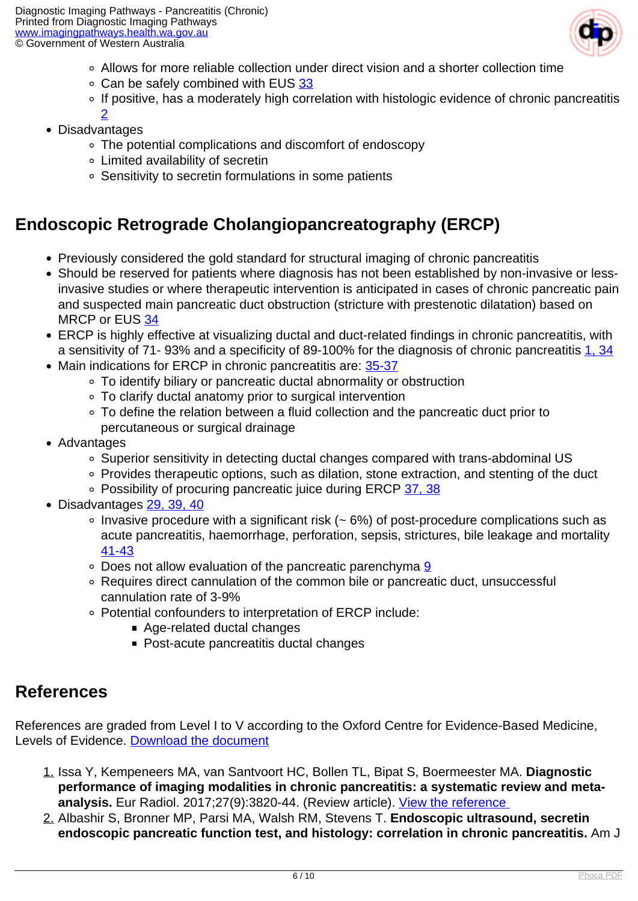- Allows for more reliable collection under direct vision and a shorter collection time
- Can be safely combined with EUS [33]
- If positive, has a moderately high correlation with histologic evidence of chronic pancreatitis [2]
- Disadvantages
  - The potential complications and discomfort of endoscopy
  - Limited availability of secretin
  - Sensitivity to secretin formulations in some patients

## Endoscopic Retrograde Cholangiopancreatography (ERCP)

- Previously considered the gold standard for structural imaging of chronic pancreatitis
- Should be reserved for patients where diagnosis has not been established by non-invasive or less-invasive studies or where therapeutic intervention is anticipated in cases of chronic pancreatic pain and suspected main pancreatic duct obstruction (stricture with prestenotic dilatation) based on MRCP or EUS [34]
- ERCP is highly effective at visualizing ductal and duct-related findings in chronic pancreatitis, with a sensitivity of 71- 93% and a specificity of 89-100% for the diagnosis of chronic pancreatitis [1, 34]
- Main indications for ERCP in chronic pancreatitis are: [35-37]
  - To identify biliary or pancreatic ductal abnormality or obstruction
  - To clarify ductal anatomy prior to surgical intervention
  - To define the relation between a fluid collection and the pancreatic duct prior to percutaneous or surgical drainage
- Advantages
  - Superior sensitivity in detecting ductal changes compared with trans-abdominal US
  - Provides therapeutic options, such as dilation, stone extraction, and stenting of the duct
  - Possibility of procuring pancreatic juice during ERCP [37, 38]
- Disadvantages [29, 39, 40]
  - Invasive procedure with a significant risk (~ 6%) of post-procedure complications such as acute pancreatitis, haemorrhage, perforation, sepsis, strictures, bile leakage and mortality [41-43]
  - Does not allow evaluation of the pancreatic parenchyma [9]
  - Requires direct cannulation of the common bile or pancreatic duct, unsuccessful cannulation rate of 3-9%
  - Potential confounders to interpretation of ERCP include:
    - Age-related ductal changes
    - Post-acute pancreatitis ductal changes

## References

References are graded from Level I to V according to the Oxford Centre for Evidence-Based Medicine, Levels of Evidence. Download the document

1. Issa Y, Kempeneers MA, van Santvoort HC, Bollen TL, Bipat S, Boermeester MA. **Diagnostic performance of imaging modalities in chronic pancreatitis: a systematic review and meta-analysis.** Eur Radiol. 2017;27(9):3820-44. (Review article). View the reference
2. Albashir S, Bronner MP, Parsi MA, Walsh RM, Stevens T. **Endoscopic ultrasound, secretin endoscopic pancreatic function test, and histology: correlation in chronic pancreatitis.** Am J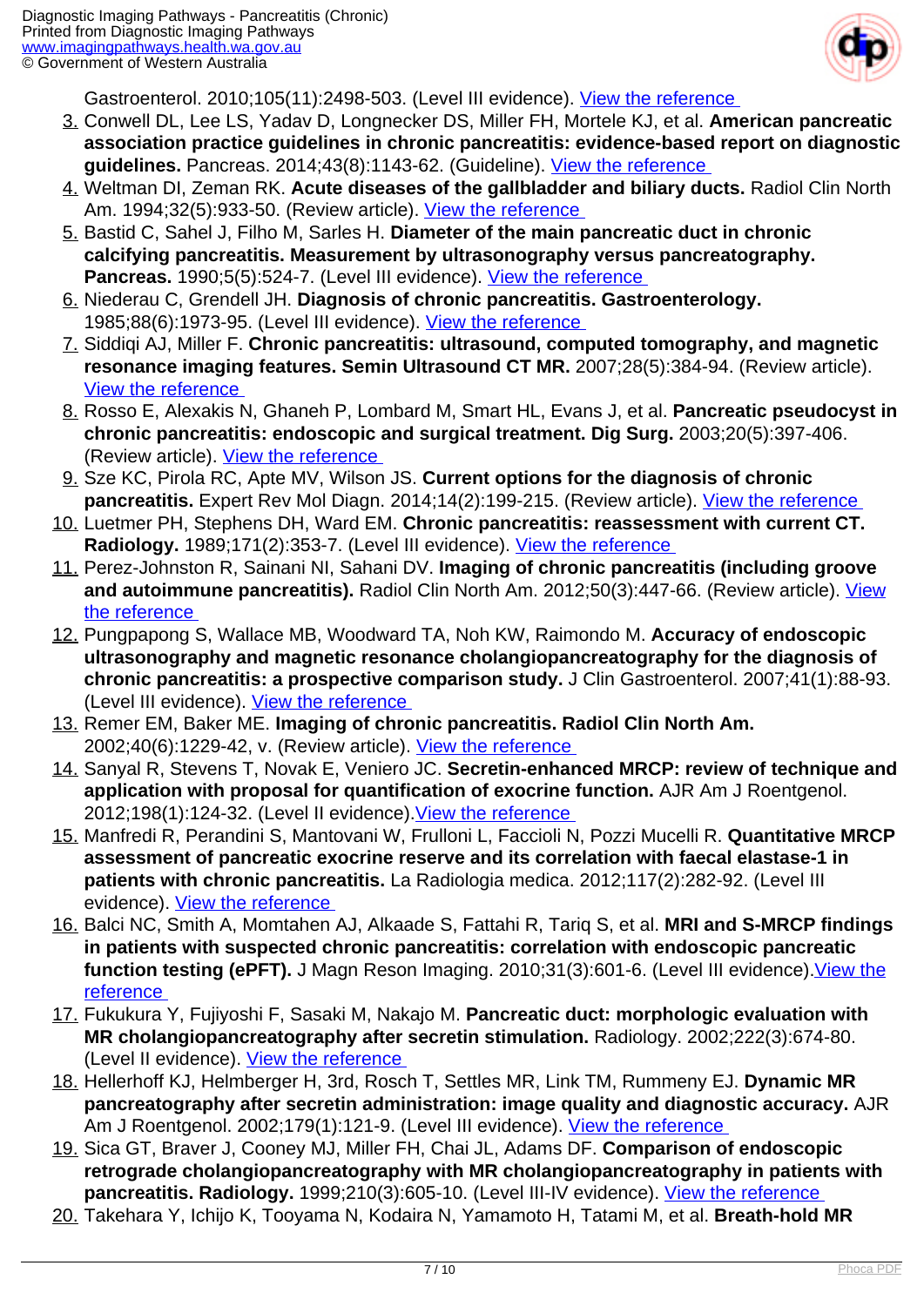Gastroenterol. 2010;105(11):2498-503. (Level III evidence). [View the reference]

3. Conwell DL, Lee LS, Yadav D, Longnecker DS, Miller FH, Mortele KJ, et al. **American pancreatic association practice guidelines in chronic pancreatitis: evidence-based report on diagnostic guidelines.** Pancreas. 2014;43(8):1143-62. (Guideline). [View the reference]
4. Weltman DI, Zeman RK. **Acute diseases of the gallbladder and biliary ducts.** Radiol Clin North Am. 1994;32(5):933-50. (Review article). [View the reference]
5. Bastid C, Sahel J, Filho M, Sarles H. **Diameter of the main pancreatic duct in chronic calcifying pancreatitis. Measurement by ultrasonography versus pancreatography. Pancreas.** 1990;5(5):524-7. (Level III evidence). [View the reference]
6. Niederau C, Grendell JH. **Diagnosis of chronic pancreatitis. Gastroenterology.** 1985;88(6):1973-95. (Level III evidence). [View the reference]
7. Siddiqi AJ, Miller F. **Chronic pancreatitis: ultrasound, computed tomography, and magnetic resonance imaging features. Semin Ultrasound CT MR.** 2007;28(5):384-94. (Review article). [View the reference]
8. Rosso E, Alexakis N, Ghaneh P, Lombard M, Smart HL, Evans J, et al. **Pancreatic pseudocyst in chronic pancreatitis: endoscopic and surgical treatment. Dig Surg.** 2003;20(5):397-406. (Review article). [View the reference]
9. Sze KC, Pirola RC, Apte MV, Wilson JS. **Current options for the diagnosis of chronic pancreatitis.** Expert Rev Mol Diagn. 2014;14(2):199-215. (Review article). [View the reference]
10. Luetmer PH, Stephens DH, Ward EM. **Chronic pancreatitis: reassessment with current CT. Radiology.** 1989;171(2):353-7. (Level III evidence). [View the reference]
11. Perez-Johnston R, Sainani NI, Sahani DV. **Imaging of chronic pancreatitis (including groove and autoimmune pancreatitis).** Radiol Clin North Am. 2012;50(3):447-66. (Review article). [View the reference]
12. Pungpapong S, Wallace MB, Woodward TA, Noh KW, Raimondo M. **Accuracy of endoscopic ultrasonography and magnetic resonance cholangiopancreatography for the diagnosis of chronic pancreatitis: a prospective comparison study.** J Clin Gastroenterol. 2007;41(1):88-93. (Level III evidence). [View the reference]
13. Remer EM, Baker ME. **Imaging of chronic pancreatitis. Radiol Clin North Am.** 2002;40(6):1229-42, v. (Review article). [View the reference]
14. Sanyal R, Stevens T, Novak E, Veniero JC. **Secretin-enhanced MRCP: review of technique and application with proposal for quantification of exocrine function.** AJR Am J Roentgenol. 2012;198(1):124-32. (Level II evidence).[View the reference]
15. Manfredi R, Perandini S, Mantovani W, Frulloni L, Faccioli N, Pozzi Mucelli R. **Quantitative MRCP assessment of pancreatic exocrine reserve and its correlation with faecal elastase-1 in patients with chronic pancreatitis.** La Radiologia medica. 2012;117(2):282-92. (Level III evidence). [View the reference]
16. Balci NC, Smith A, Momtahen AJ, Alkaade S, Fattahi R, Tariq S, et al. **MRI and S-MRCP findings in patients with suspected chronic pancreatitis: correlation with endoscopic pancreatic function testing (ePFT).** J Magn Reson Imaging. 2010;31(3):601-6. (Level III evidence).[View the reference]
17. Fukukura Y, Fujiyoshi F, Sasaki M, Nakajo M. **Pancreatic duct: morphologic evaluation with MR cholangiopancreatography after secretin stimulation.** Radiology. 2002;222(3):674-80. (Level II evidence). [View the reference]
18. Hellerhoff KJ, Helmberger H, 3rd, Rosch T, Settles MR, Link TM, Rummeny EJ. **Dynamic MR pancreatography after secretin administration: image quality and diagnostic accuracy.** AJR Am J Roentgenol. 2002;179(1):121-9. (Level III evidence). [View the reference]
19. Sica GT, Braver J, Cooney MJ, Miller FH, Chai JL, Adams DF. **Comparison of endoscopic retrograde cholangiopancreatography with MR cholangiopancreatography in patients with pancreatitis. Radiology.** 1999;210(3):605-10. (Level III-IV evidence). [View the reference]
20. Takehara Y, Ichijo K, Tooyama N, Kodaira N, Yamamoto H, Tatami M, et al. **Breath-hold MR**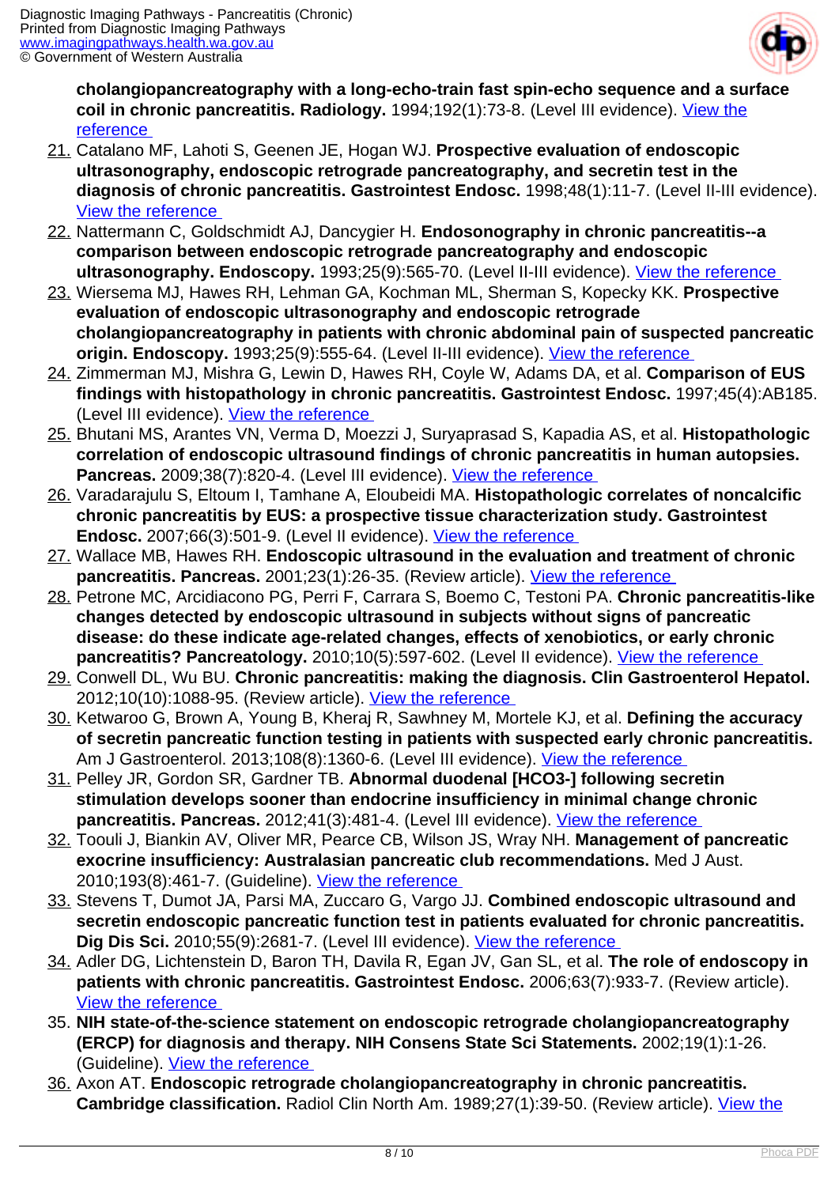**cholangiopancreatography with a long-echo-train fast spin-echo sequence and a surface coil in chronic pancreatitis. Radiology.** 1994;192(1):73-8. (Level III evidence). View the reference

21. Catalano MF, Lahoti S, Geenen JE, Hogan WJ. **Prospective evaluation of endoscopic ultrasonography, endoscopic retrograde pancreatography, and secretin test in the diagnosis of chronic pancreatitis. Gastrointest Endosc.** 1998;48(1):11-7. (Level II-III evidence). View the reference
22. Nattermann C, Goldschmidt AJ, Dancygier H. **Endosonography in chronic pancreatitis--a comparison between endoscopic retrograde pancreatography and endoscopic ultrasonography. Endoscopy.** 1993;25(9):565-70. (Level II-III evidence). View the reference
23. Wiersema MJ, Hawes RH, Lehman GA, Kochman ML, Sherman S, Kopecky KK. **Prospective evaluation of endoscopic ultrasonography and endoscopic retrograde cholangiopancreatography in patients with chronic abdominal pain of suspected pancreatic origin. Endoscopy.** 1993;25(9):555-64. (Level II-III evidence). View the reference
24. Zimmerman MJ, Mishra G, Lewin D, Hawes RH, Coyle W, Adams DA, et al. **Comparison of EUS findings with histopathology in chronic pancreatitis. Gastrointest Endosc.** 1997;45(4):AB185. (Level III evidence). View the reference
25. Bhutani MS, Arantes VN, Verma D, Moezzi J, Suryaprasad S, Kapadia AS, et al. **Histopathologic correlation of endoscopic ultrasound findings of chronic pancreatitis in human autopsies. Pancreas.** 2009;38(7):820-4. (Level III evidence). View the reference
26. Varadarajulu S, Eltoum I, Tamhane A, Eloubeidi MA. **Histopathologic correlates of noncalcific chronic pancreatitis by EUS: a prospective tissue characterization study. Gastrointest Endosc.** 2007;66(3):501-9. (Level II evidence). View the reference
27. Wallace MB, Hawes RH. **Endoscopic ultrasound in the evaluation and treatment of chronic pancreatitis. Pancreas.** 2001;23(1):26-35. (Review article). View the reference
28. Petrone MC, Arcidiacono PG, Perri F, Carrara S, Boemo C, Testoni PA. **Chronic pancreatitis-like changes detected by endoscopic ultrasound in subjects without signs of pancreatic disease: do these indicate age-related changes, effects of xenobiotics, or early chronic pancreatitis? Pancreatology.** 2010;10(5):597-602. (Level II evidence). View the reference
29. Conwell DL, Wu BU. **Chronic pancreatitis: making the diagnosis. Clin Gastroenterol Hepatol.** 2012;10(10):1088-95. (Review article). View the reference
30. Ketwaroo G, Brown A, Young B, Kheraj R, Sawhney M, Mortele KJ, et al. **Defining the accuracy of secretin pancreatic function testing in patients with suspected early chronic pancreatitis.** Am J Gastroenterol. 2013;108(8):1360-6. (Level III evidence). View the reference
31. Pelley JR, Gordon SR, Gardner TB. **Abnormal duodenal [HCO3-] following secretin stimulation develops sooner than endocrine insufficiency in minimal change chronic pancreatitis. Pancreas.** 2012;41(3):481-4. (Level III evidence). View the reference
32. Toouli J, Biankin AV, Oliver MR, Pearce CB, Wilson JS, Wray NH. **Management of pancreatic exocrine insufficiency: Australasian pancreatic club recommendations.** Med J Aust. 2010;193(8):461-7. (Guideline). View the reference
33. Stevens T, Dumot JA, Parsi MA, Zuccaro G, Vargo JJ. **Combined endoscopic ultrasound and secretin endoscopic pancreatic function test in patients evaluated for chronic pancreatitis. Dig Dis Sci.** 2010;55(9):2681-7. (Level III evidence). View the reference
34. Adler DG, Lichtenstein D, Baron TH, Davila R, Egan JV, Gan SL, et al. **The role of endoscopy in patients with chronic pancreatitis. Gastrointest Endosc.** 2006;63(7):933-7. (Review article). View the reference
35. **NIH state-of-the-science statement on endoscopic retrograde cholangiopancreatography (ERCP) for diagnosis and therapy. NIH Consens State Sci Statements.** 2002;19(1):1-26. (Guideline). View the reference
36. Axon AT. **Endoscopic retrograde cholangiopancreatography in chronic pancreatitis. Cambridge classification.** Radiol Clin North Am. 1989;27(1):39-50. (Review article). View the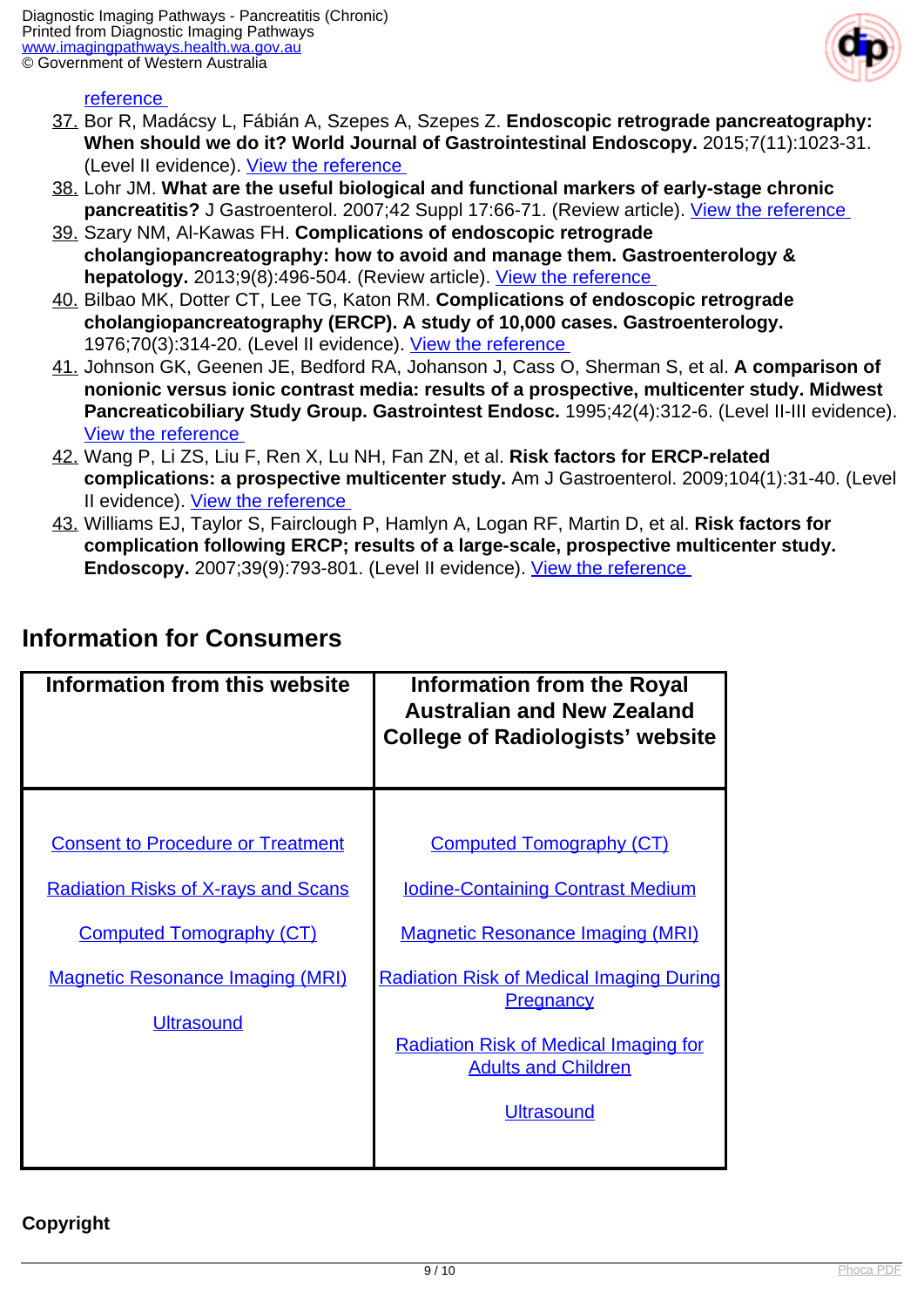[reference](#)

37. Bor R, Madácsy L, Fábián A, Szepes A, Szepes Z. **Endoscopic retrograde pancreatography: When should we do it? World Journal of Gastrointestinal Endoscopy.** 2015;7(11):1023-31. (Level II evidence). [View the reference](#)
38. Lohr JM. **What are the useful biological and functional markers of early-stage chronic pancreatitis?** J Gastroenterol. 2007;42 Suppl 17:66-71. (Review article). [View the reference](#)
39. Szary NM, Al-Kawas FH. **Complications of endoscopic retrograde cholangiopancreatography: how to avoid and manage them. Gastroenterology & hepatology.** 2013;9(8):496-504. (Review article). [View the reference](#)
40. Bilbao MK, Dotter CT, Lee TG, Katon RM. **Complications of endoscopic retrograde cholangiopancreatography (ERCP). A study of 10,000 cases. Gastroenterology.** 1976;70(3):314-20. (Level II evidence). [View the reference](#)
41. Johnson GK, Geenen JE, Bedford RA, Johanson J, Cass O, Sherman S, et al. **A comparison of nonionic versus ionic contrast media: results of a prospective, multicenter study. Midwest Pancreaticobiliary Study Group. Gastrointest Endosc.** 1995;42(4):312-6. (Level II-III evidence). [View the reference](#)
42. Wang P, Li ZS, Liu F, Ren X, Lu NH, Fan ZN, et al. **Risk factors for ERCP-related complications: a prospective multicenter study.** Am J Gastroenterol. 2009;104(1):31-40. (Level II evidence). [View the reference](#)
43. Williams EJ, Taylor S, Fairclough P, Hamlyn A, Logan RF, Martin D, et al. **Risk factors for complication following ERCP; results of a large-scale, prospective multicenter study. Endoscopy.** 2007;39(9):793-801. (Level II evidence). [View the reference](#)

## Information for Consumers

| Information from this website | Information from the Royal Australian and New Zealand College of Radiologists' website |
|---|---|
| [Consent to Procedure or Treatment](#)<br>[Radiation Risks of X-rays and Scans](#)<br>[Computed Tomography (CT)](#)<br>[Magnetic Resonance Imaging (MRI)](#)<br>[Ultrasound](#) | [Computed Tomography (CT)](#)<br>[Iodine-Containing Contrast Medium](#)<br>[Magnetic Resonance Imaging (MRI)](#)<br>[Radiation Risk of Medical Imaging During Pregnancy](#)<br>[Radiation Risk of Medical Imaging for Adults and Children](#)<br>[Ultrasound](#) |

**Copyright**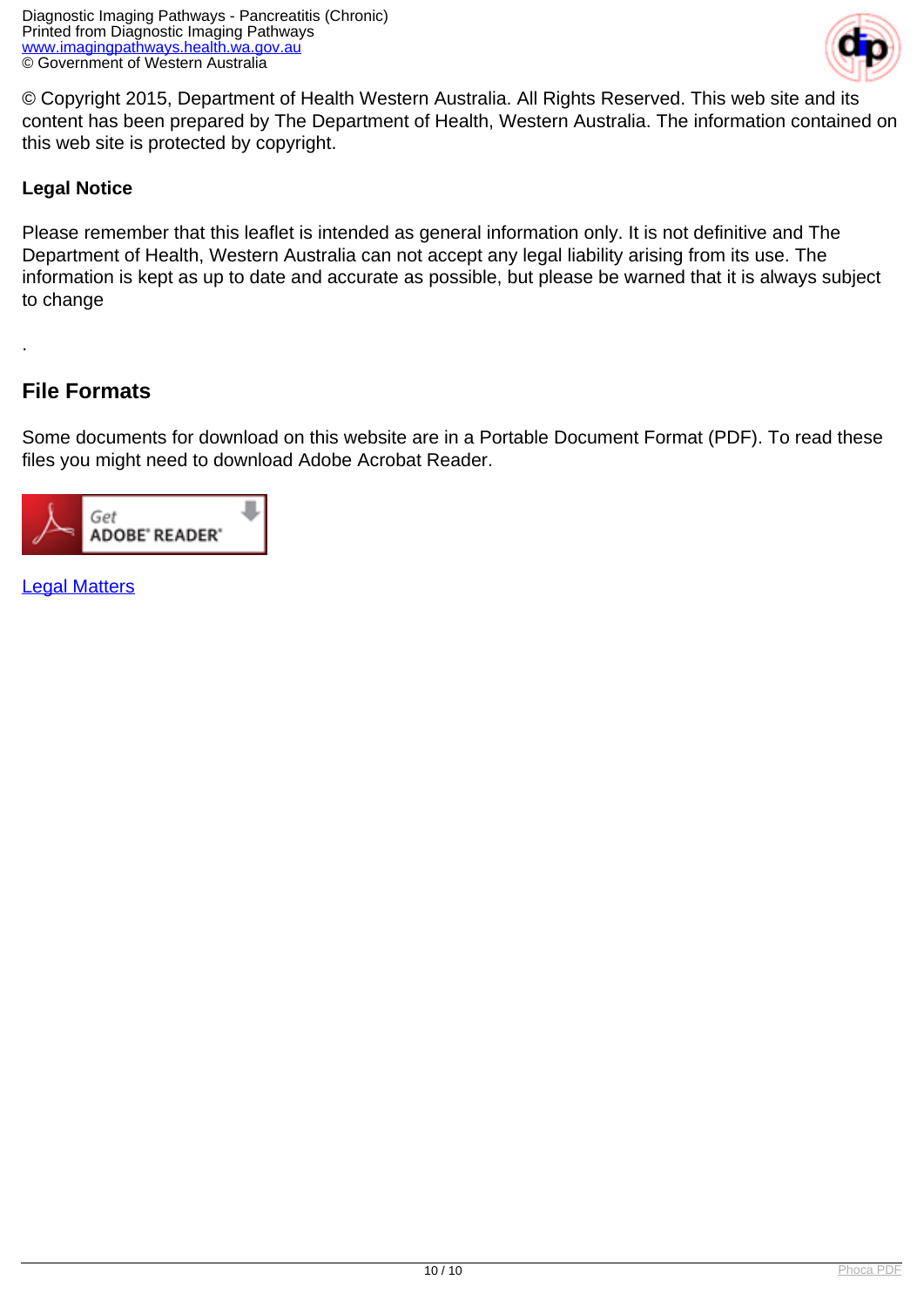© Copyright 2015, Department of Health Western Australia. All Rights Reserved. This web site and its content has been prepared by The Department of Health, Western Australia. The information contained on this web site is protected by copyright.

**Legal Notice**

Please remember that this leaflet is intended as general information only. It is not definitive and The Department of Health, Western Australia can not accept any legal liability arising from its use. The information is kept as up to date and accurate as possible, but please be warned that it is always subject to change

.

## File Formats

Some documents for download on this website are in a Portable Document Format (PDF). To read these files you might need to download Adobe Acrobat Reader.

Get ADOBE® READER®

Legal Matters